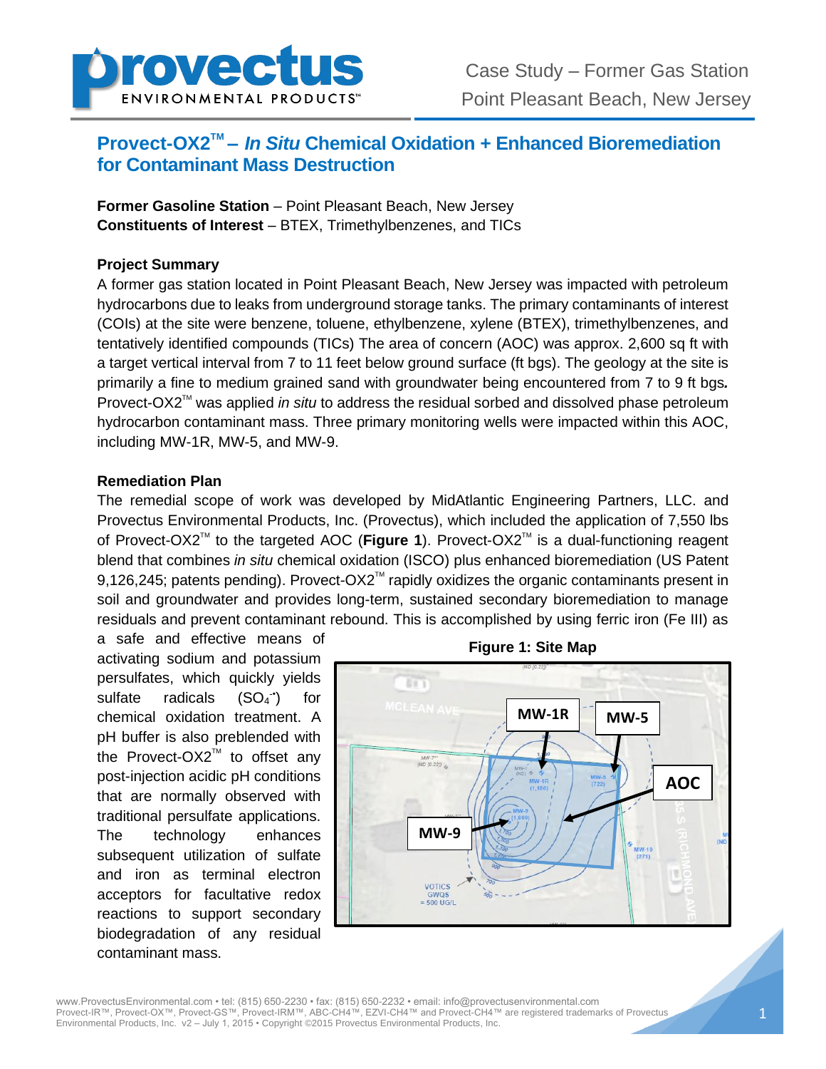# Provect-OX2™ – *In Situ* Chemical Oxidation + Enhanced Bioremediation for Contaminant Mass Destruction

**Former Gasoline Station** – Point Pleasant Beach, New Jersey
**Constituents of Interest** – BTEX, Trimethylbenzenes, and TICs

### Project Summary

A former gas station located in Point Pleasant Beach, New Jersey was impacted with petroleum hydrocarbons due to leaks from underground storage tanks. The primary contaminants of interest (COIs) at the site were benzene, toluene, ethylbenzene, xylene (BTEX), trimethylbenzenes, and tentatively identified compounds (TICs) The area of concern (AOC) was approx. 2,600 sq ft with a target vertical interval from 7 to 11 feet below ground surface (ft bgs). The geology at the site is primarily a fine to medium grained sand with groundwater being encountered from 7 to 9 ft bgs. Provect-OX2™ was applied *in situ* to address the residual sorbed and dissolved phase petroleum hydrocarbon contaminant mass. Three primary monitoring wells were impacted within this AOC, including MW-1R, MW-5, and MW-9.

### Remediation Plan

The remedial scope of work was developed by MidAtlantic Engineering Partners, LLC. and Provectus Environmental Products, Inc. (Provectus), which included the application of 7,550 lbs of Provect-OX2™ to the targeted AOC (**Figure 1**). Provect-OX2™ is a dual-functioning reagent blend that combines *in situ* chemical oxidation (ISCO) plus enhanced bioremediation (US Patent 9,126,245; patents pending). Provect-OX2™ rapidly oxidizes the organic contaminants present in soil and groundwater and provides long-term, sustained secondary bioremediation to manage residuals and prevent contaminant rebound. This is accomplished by using ferric iron (Fe III) as a safe and effective means of activating sodium and potassium persulfates, which quickly yields sulfate radicals ($SO_4^{\bullet-}$) for chemical oxidation treatment. A pH buffer is also preblended with the Provect-OX2™ to offset any post-injection acidic pH conditions that are normally observed with traditional persulfate applications. The technology enhances subsequent utilization of sulfate and iron as terminal electron acceptors for facultative redox reactions to support secondary biodegradation of any residual contaminant mass.

**Figure 1: Site Map**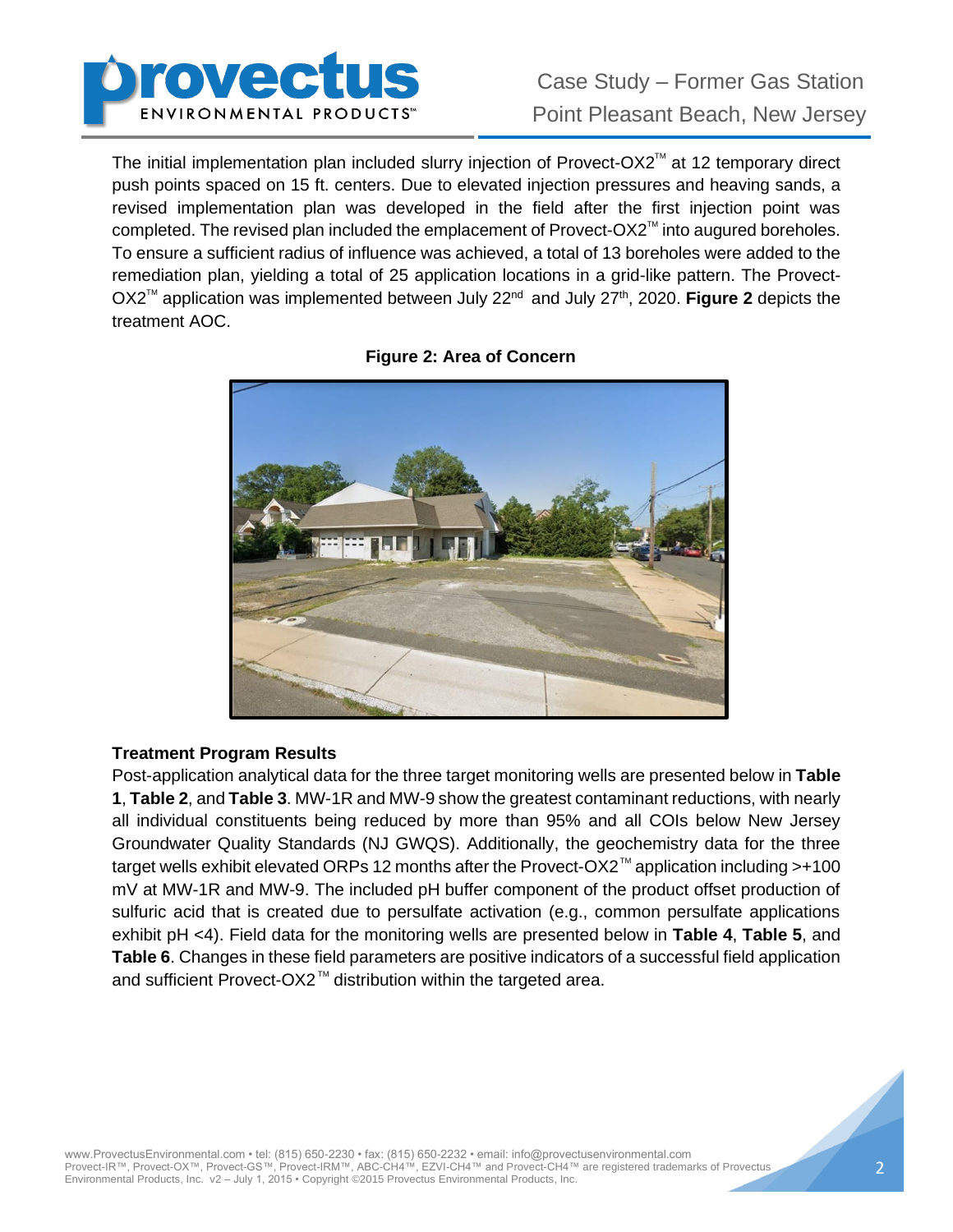The initial implementation plan included slurry injection of Provect-OX2™ at 12 temporary direct push points spaced on 15 ft. centers. Due to elevated injection pressures and heaving sands, a revised implementation plan was developed in the field after the first injection point was completed. The revised plan included the emplacement of Provect-OX2™ into augured boreholes. To ensure a sufficient radius of influence was achieved, a total of 13 boreholes were added to the remediation plan, yielding a total of 25 application locations in a grid-like pattern. The Provect-OX2™ application was implemented between July 22nd and July 27th, 2020. **Figure 2** depicts the treatment AOC.

**Figure 2: Area of Concern**

### Treatment Program Results

Post-application analytical data for the three target monitoring wells are presented below in **Table 1**, **Table 2**, and **Table 3**. MW-1R and MW-9 show the greatest contaminant reductions, with nearly all individual constituents being reduced by more than 95% and all COIs below New Jersey Groundwater Quality Standards (NJ GWQS). Additionally, the geochemistry data for the three target wells exhibit elevated ORPs 12 months after the Provect-OX2™ application including >+100 mV at MW-1R and MW-9. The included pH buffer component of the product offset production of sulfuric acid that is created due to persulfate activation (e.g., common persulfate applications exhibit pH <4). Field data for the monitoring wells are presented below in **Table 4**, **Table 5**, and **Table 6**. Changes in these field parameters are positive indicators of a successful field application and sufficient Provect-OX2™ distribution within the targeted area.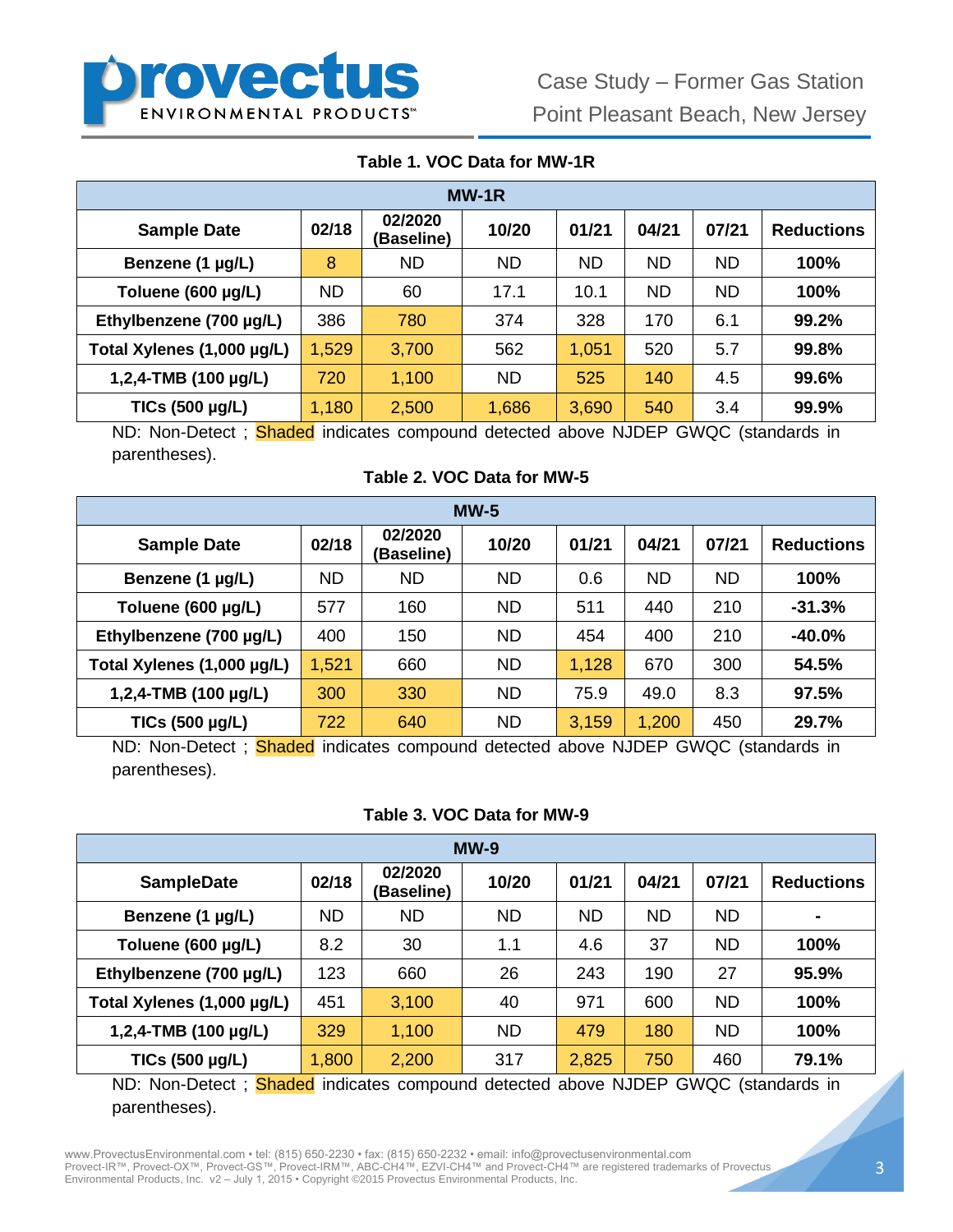**Table 1. VOC Data for MW-1R**

| MW-1R | | | | | | | |
|---|---|---|---|---|---|---|---|
| **Sample Date** | **02/18** | **02/2020 (Baseline)** | **10/20** | **01/21** | **04/21** | **07/21** | **Reductions** |
| **Benzene (1 µg/L)** | 8 | ND | ND | ND | ND | ND | **100%** |
| **Toluene (600 µg/L)** | ND | 60 | 17.1 | 10.1 | ND | ND | **100%** |
| **Ethylbenzene (700 µg/L)** | 386 | 780 | 374 | 328 | 170 | 6.1 | **99.2%** |
| **Total Xylenes (1,000 µg/L)** | 1,529 | 3,700 | 562 | 1,051 | 520 | 5.7 | **99.8%** |
| **1,2,4-TMB (100 µg/L)** | 720 | 1,100 | ND | 525 | 140 | 4.5 | **99.6%** |
| **TICs (500 µg/L)** | 1,180 | 2,500 | 1,686 | 3,690 | 540 | 3.4 | **99.9%** |

ND: Non-Detect ; Shaded indicates compound detected above NJDEP GWQC (standards in parentheses).

**Table 2. VOC Data for MW-5**

| MW-5 | | | | | | | |
|---|---|---|---|---|---|---|---|
| **Sample Date** | **02/18** | **02/2020 (Baseline)** | **10/20** | **01/21** | **04/21** | **07/21** | **Reductions** |
| **Benzene (1 µg/L)** | ND | ND | ND | 0.6 | ND | ND | **100%** |
| **Toluene (600 µg/L)** | 577 | 160 | ND | 511 | 440 | 210 | **-31.3%** |
| **Ethylbenzene (700 µg/L)** | 400 | 150 | ND | 454 | 400 | 210 | **-40.0%** |
| **Total Xylenes (1,000 µg/L)** | 1,521 | 660 | ND | 1,128 | 670 | 300 | **54.5%** |
| **1,2,4-TMB (100 µg/L)** | 300 | 330 | ND | 75.9 | 49.0 | 8.3 | **97.5%** |
| **TICs (500 µg/L)** | 722 | 640 | ND | 3,159 | 1,200 | 450 | **29.7%** |

ND: Non-Detect ; Shaded indicates compound detected above NJDEP GWQC (standards in parentheses).

**Table 3. VOC Data for MW-9**

| MW-9 | | | | | | | |
|---|---|---|---|---|---|---|---|
| **SampleDate** | **02/18** | **02/2020 (Baseline)** | **10/20** | **01/21** | **04/21** | **07/21** | **Reductions** |
| **Benzene (1 µg/L)** | ND | ND | ND | ND | ND | ND | **-** |
| **Toluene (600 µg/L)** | 8.2 | 30 | 1.1 | 4.6 | 37 | ND | **100%** |
| **Ethylbenzene (700 µg/L)** | 123 | 660 | 26 | 243 | 190 | 27 | **95.9%** |
| **Total Xylenes (1,000 µg/L)** | 451 | 3,100 | 40 | 971 | 600 | ND | **100%** |
| **1,2,4-TMB (100 µg/L)** | 329 | 1,100 | ND | 479 | 180 | ND | **100%** |
| **TICs (500 µg/L)** | 1,800 | 2,200 | 317 | 2,825 | 750 | 460 | **79.1%** |

ND: Non-Detect ; Shaded indicates compound detected above NJDEP GWQC (standards in parentheses).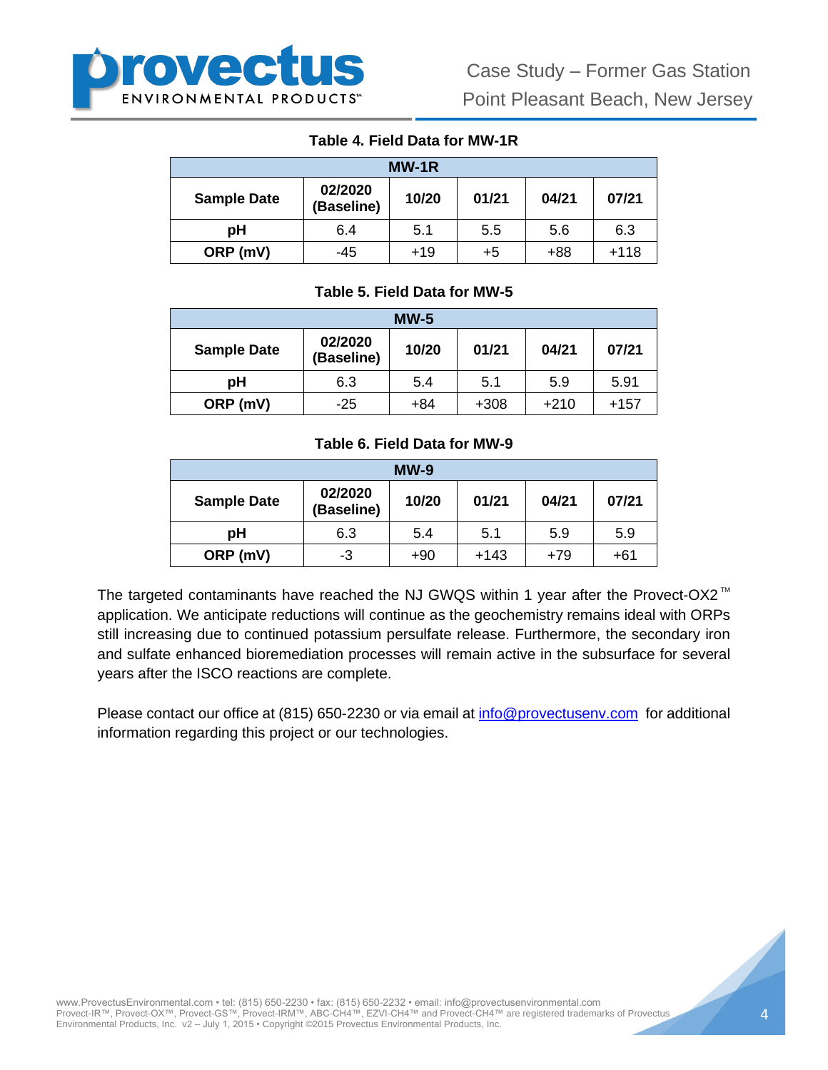**Table 4. Field Data for MW-1R**

| MW-1R | | | | | |
|---|---|---|---|---|---|
| **Sample Date** | **02/2020 (Baseline)** | **10/20** | **01/21** | **04/21** | **07/21** |
| **pH** | 6.4 | 5.1 | 5.5 | 5.6 | 6.3 |
| **ORP (mV)** | -45 | +19 | +5 | +88 | +118 |

**Table 5. Field Data for MW-5**

| MW-5 | | | | | |
|---|---|---|---|---|---|
| **Sample Date** | **02/2020 (Baseline)** | **10/20** | **01/21** | **04/21** | **07/21** |
| **pH** | 6.3 | 5.4 | 5.1 | 5.9 | 5.91 |
| **ORP (mV)** | -25 | +84 | +308 | +210 | +157 |

**Table 6. Field Data for MW-9**

| MW-9 | | | | | |
|---|---|---|---|---|---|
| **Sample Date** | **02/2020 (Baseline)** | **10/20** | **01/21** | **04/21** | **07/21** |
| **pH** | 6.3 | 5.4 | 5.1 | 5.9 | 5.9 |
| **ORP (mV)** | -3 | +90 | +143 | +79 | +61 |

The targeted contaminants have reached the NJ GWQS within 1 year after the Provect-OX2™ application. We anticipate reductions will continue as the geochemistry remains ideal with ORPs still increasing due to continued potassium persulfate release. Furthermore, the secondary iron and sulfate enhanced bioremediation processes will remain active in the subsurface for several years after the ISCO reactions are complete.

Please contact our office at (815) 650-2230 or via email at info@provectusenv.com for additional information regarding this project or our technologies.